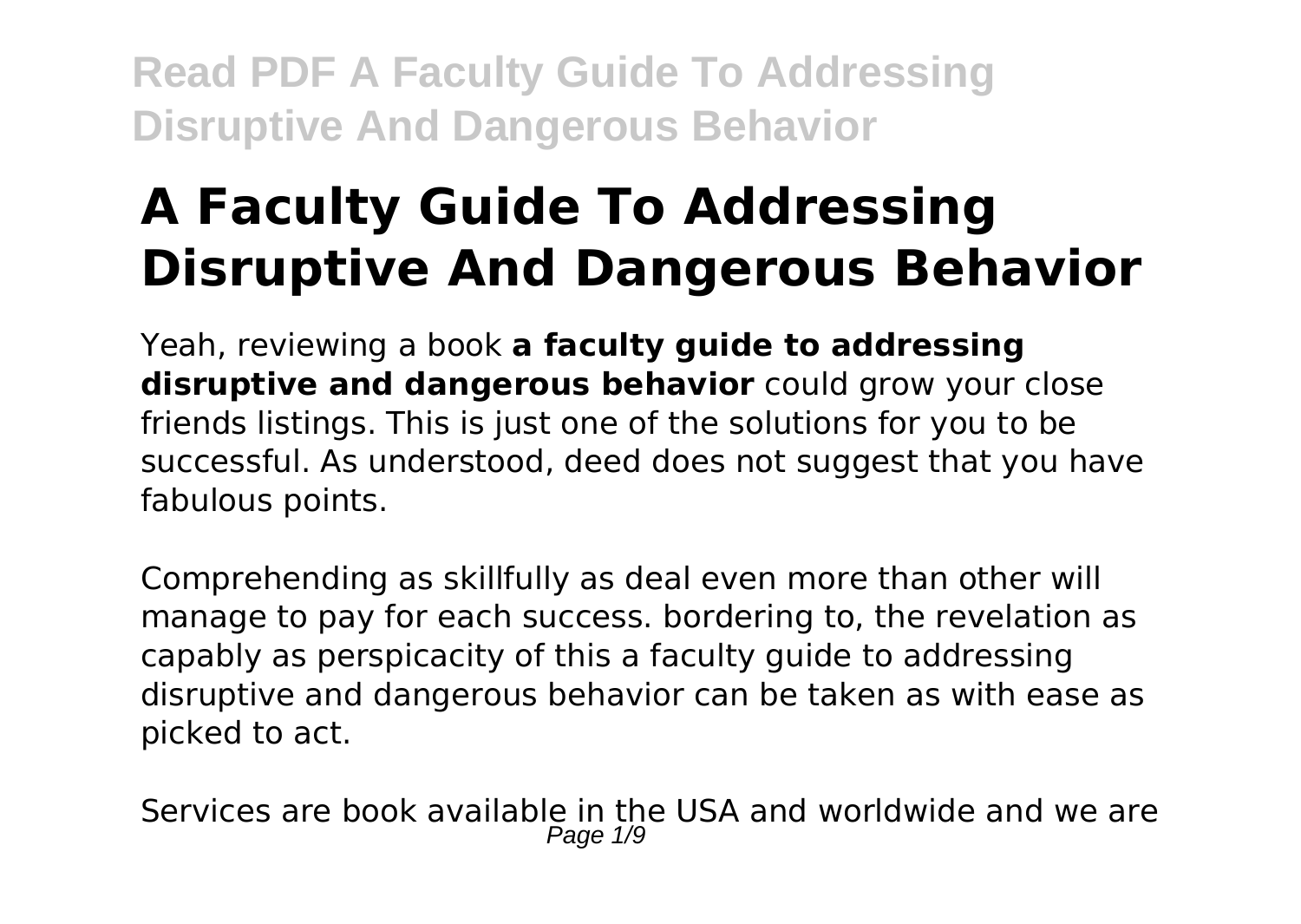# A Faculty Guide To Addressing Disruptive And Dangerous Behavior

Yeah, reviewing a book **a faculty guide to addressing disruptive and dangerous behavior** could grow your close friends listings. This is just one of the solutions for you to be successful. As understood, deed does not suggest that you have fabulous points.

Comprehending as skillfully as deal even more than other will manage to pay for each success. bordering to, the revelation as capably as perspicacity of this a faculty guide to addressing disruptive and dangerous behavior can be taken as with ease as picked to act.

Services are book available in the USA and worldwide and we are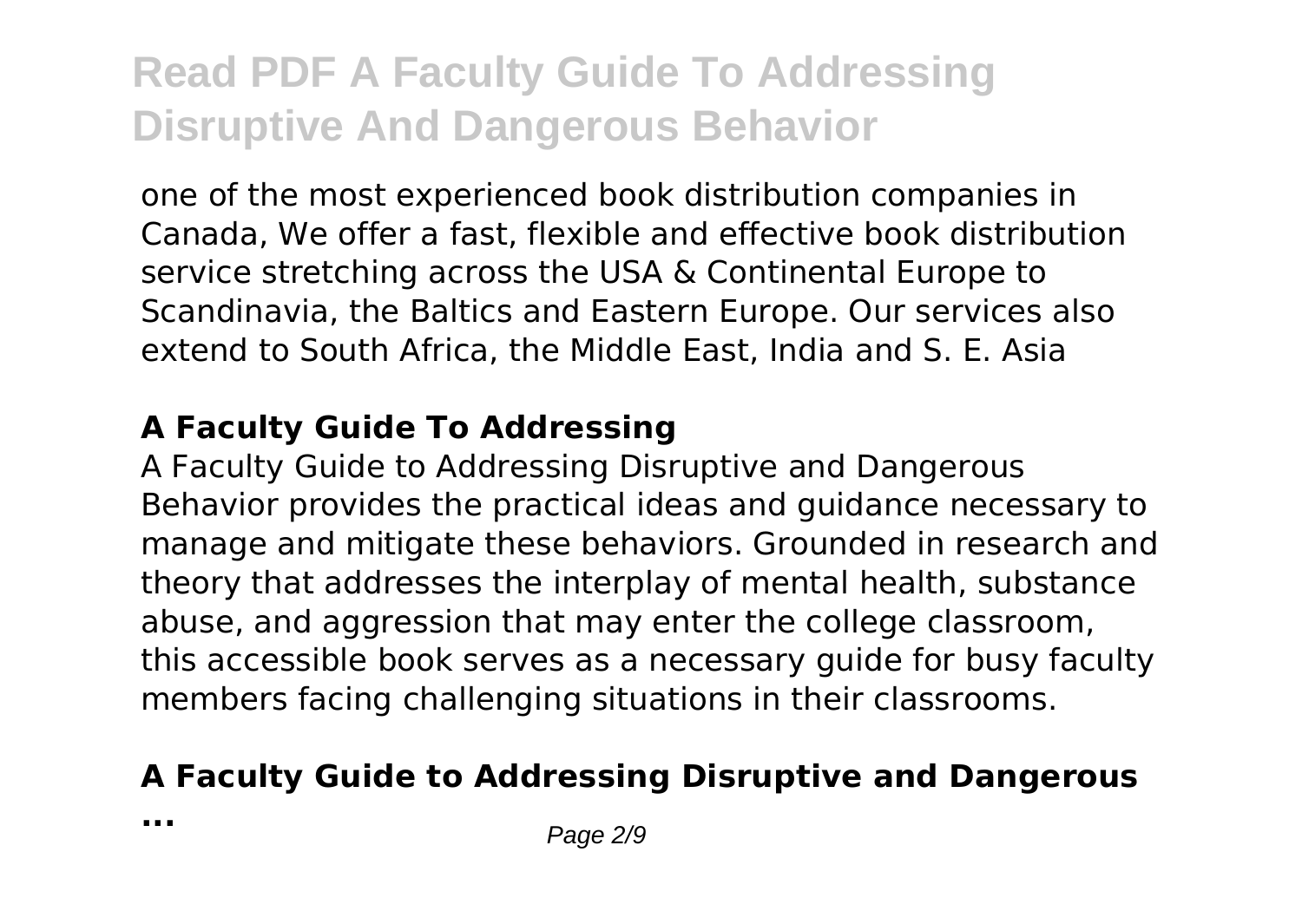one of the most experienced book distribution companies in Canada, We offer a fast, flexible and effective book distribution service stretching across the USA & Continental Europe to Scandinavia, the Baltics and Eastern Europe. Our services also extend to South Africa, the Middle East, India and S. E. Asia

### A Faculty Guide To Addressing

A Faculty Guide to Addressing Disruptive and Dangerous Behavior provides the practical ideas and guidance necessary to manage and mitigate these behaviors. Grounded in research and theory that addresses the interplay of mental health, substance abuse, and aggression that may enter the college classroom, this accessible book serves as a necessary guide for busy faculty members facing challenging situations in their classrooms.

### A Faculty Guide to Addressing Disruptive and Dangerous ...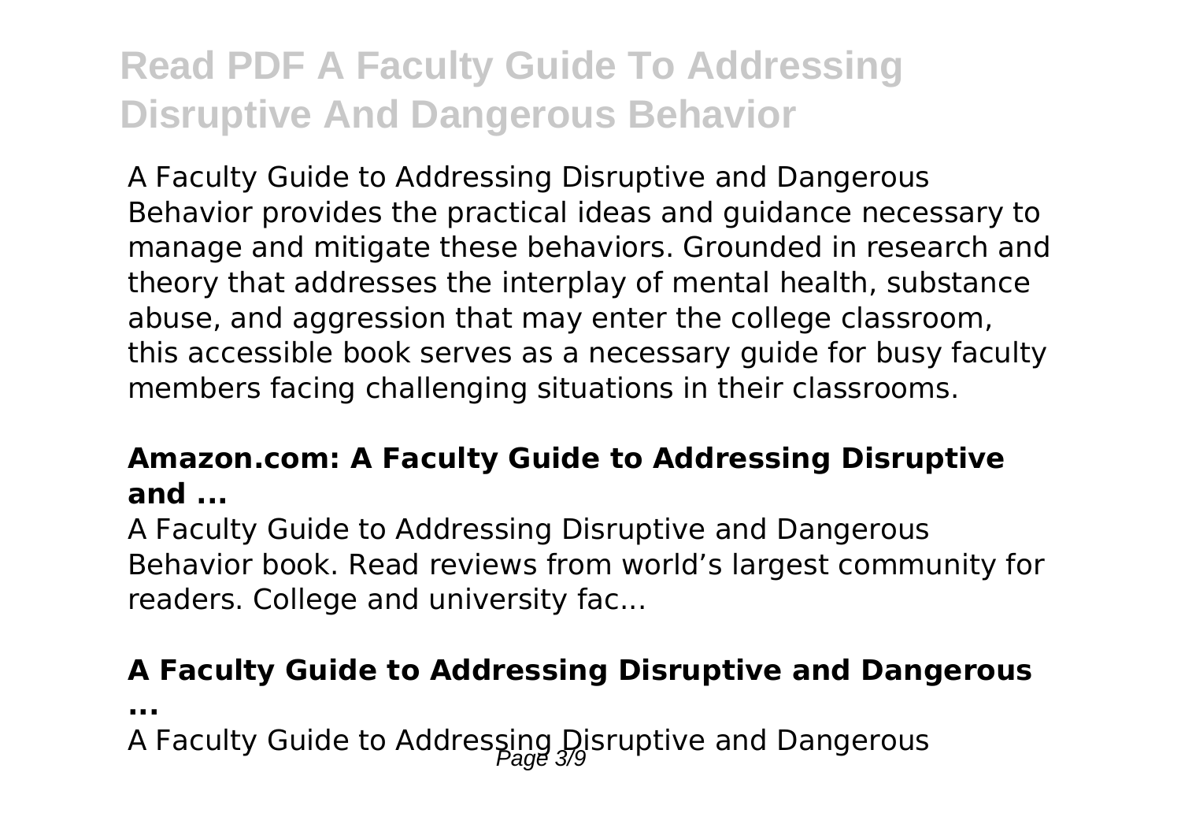A Faculty Guide to Addressing Disruptive and Dangerous Behavior provides the practical ideas and guidance necessary to manage and mitigate these behaviors. Grounded in research and theory that addresses the interplay of mental health, substance abuse, and aggression that may enter the college classroom, this accessible book serves as a necessary guide for busy faculty members facing challenging situations in their classrooms.

### Amazon.com: A Faculty Guide to Addressing Disruptive and ...

A Faculty Guide to Addressing Disruptive and Dangerous Behavior book. Read reviews from world's largest community for readers. College and university fac...

### A Faculty Guide to Addressing Disruptive and Dangerous ...

A Faculty Guide to Addressing Disruptive and Dangerous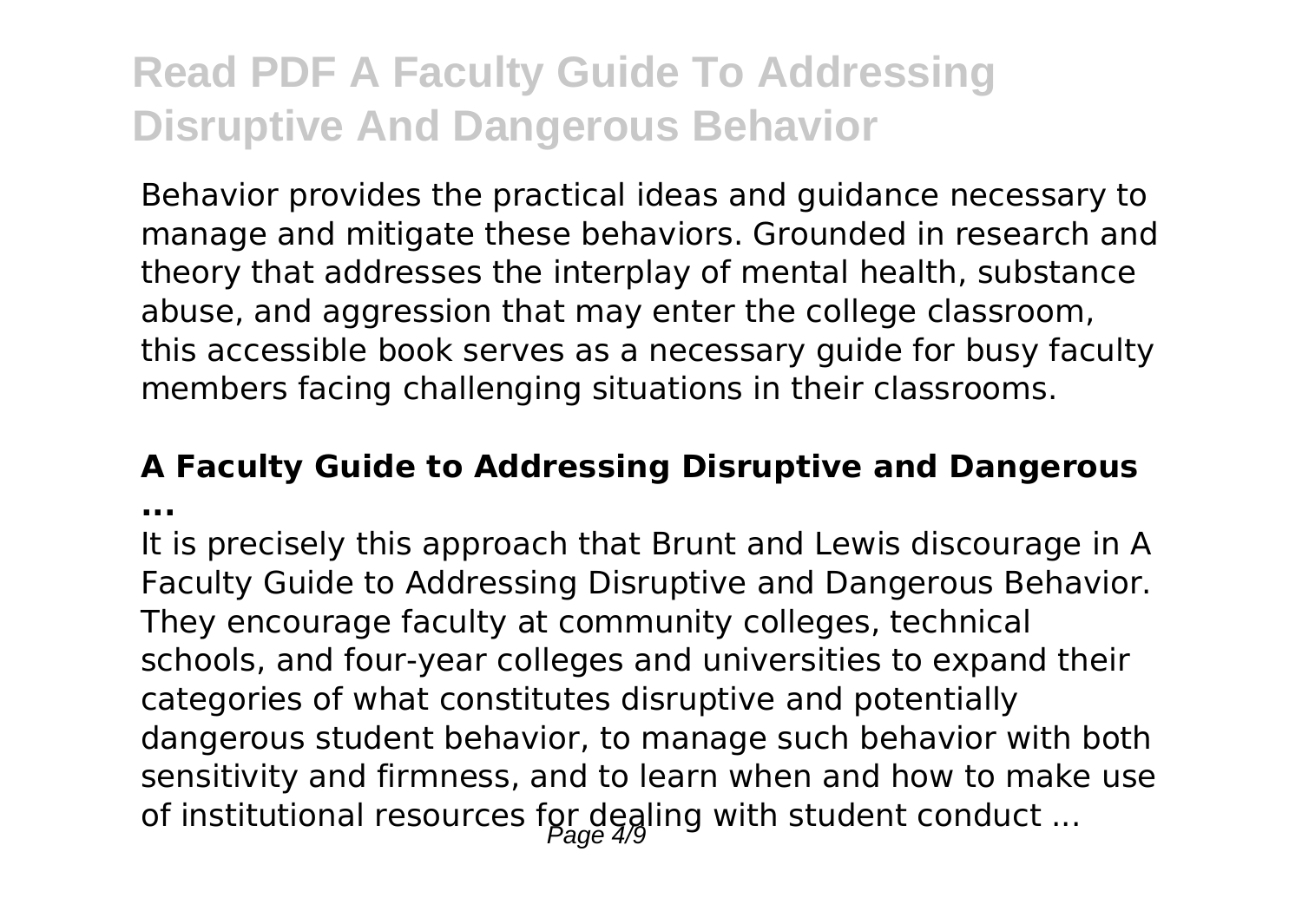Behavior provides the practical ideas and guidance necessary to manage and mitigate these behaviors. Grounded in research and theory that addresses the interplay of mental health, substance abuse, and aggression that may enter the college classroom, this accessible book serves as a necessary guide for busy faculty members facing challenging situations in their classrooms.

### A Faculty Guide to Addressing Disruptive and Dangerous ...

It is precisely this approach that Brunt and Lewis discourage in A Faculty Guide to Addressing Disruptive and Dangerous Behavior. They encourage faculty at community colleges, technical schools, and four-year colleges and universities to expand their categories of what constitutes disruptive and potentially dangerous student behavior, to manage such behavior with both sensitivity and firmness, and to learn when and how to make use of institutional resources for dealing with student conduct ...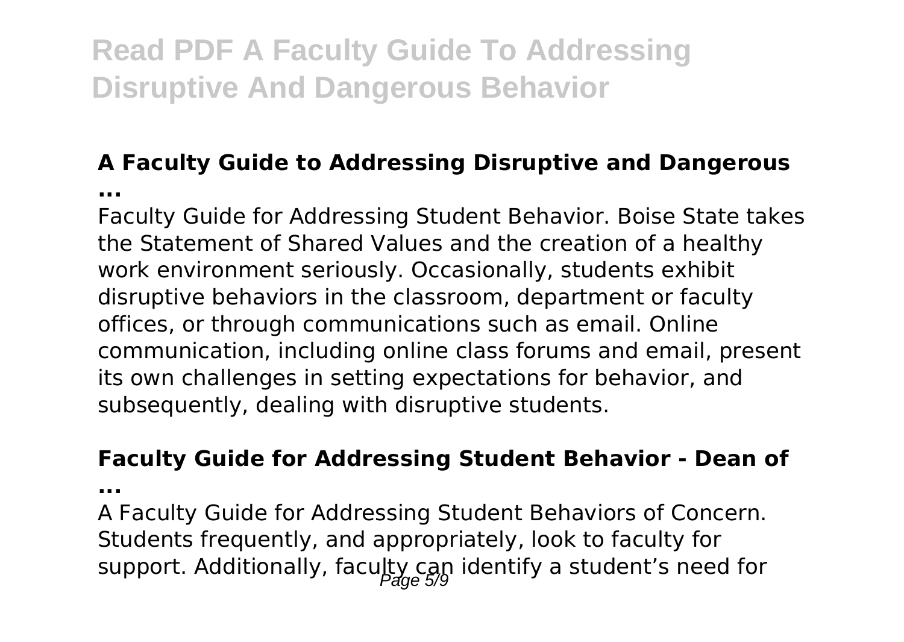### A Faculty Guide to Addressing Disruptive and Dangerous ...

Faculty Guide for Addressing Student Behavior. Boise State takes the Statement of Shared Values and the creation of a healthy work environment seriously. Occasionally, students exhibit disruptive behaviors in the classroom, department or faculty offices, or through communications such as email. Online communication, including online class forums and email, present its own challenges in setting expectations for behavior, and subsequently, dealing with disruptive students.

### Faculty Guide for Addressing Student Behavior - Dean of ...

A Faculty Guide for Addressing Student Behaviors of Concern. Students frequently, and appropriately, look to faculty for support. Additionally, faculty can identify a student's need for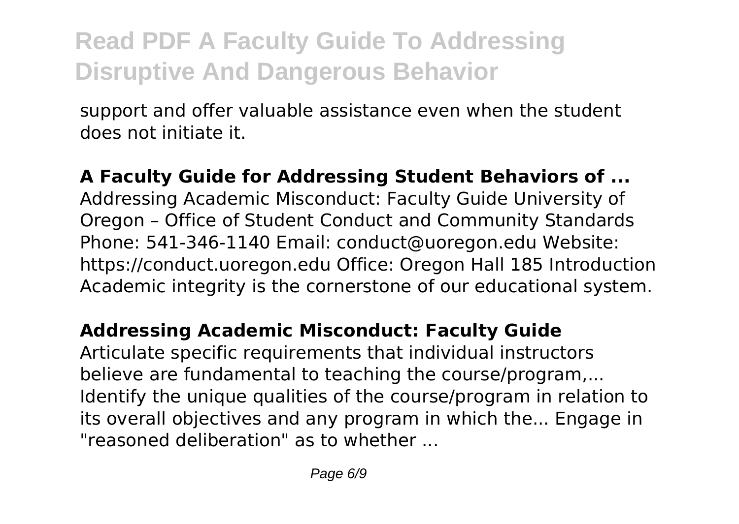support and offer valuable assistance even when the student does not initiate it.

**A Faculty Guide for Addressing Student Behaviors of ...**

Addressing Academic Misconduct: Faculty Guide University of Oregon – Office of Student Conduct and Community Standards Phone: 541-346-1140 Email: conduct@uoregon.edu Website: https://conduct.uoregon.edu Office: Oregon Hall 185 Introduction Academic integrity is the cornerstone of our educational system.

**Addressing Academic Misconduct: Faculty Guide**

Articulate specific requirements that individual instructors believe are fundamental to teaching the course/program,... Identify the unique qualities of the course/program in relation to its overall objectives and any program in which the... Engage in "reasoned deliberation" as to whether ...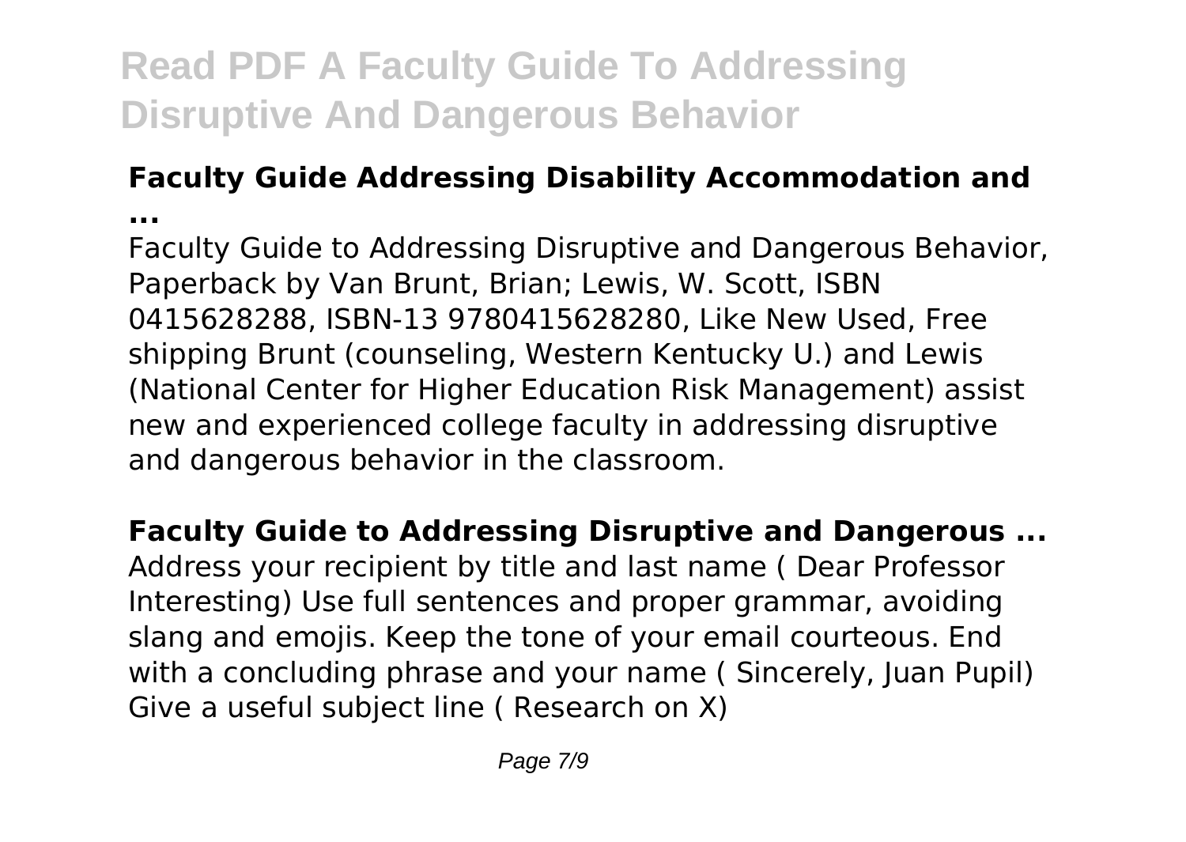## Faculty Guide Addressing Disability Accommodation and ...

Faculty Guide to Addressing Disruptive and Dangerous Behavior, Paperback by Van Brunt, Brian; Lewis, W. Scott, ISBN 0415628288, ISBN-13 9780415628280, Like New Used, Free shipping Brunt (counseling, Western Kentucky U.) and Lewis (National Center for Higher Education Risk Management) assist new and experienced college faculty in addressing disruptive and dangerous behavior in the classroom.

## Faculty Guide to Addressing Disruptive and Dangerous ...

Address your recipient by title and last name ( Dear Professor Interesting) Use full sentences and proper grammar, avoiding slang and emojis. Keep the tone of your email courteous. End with a concluding phrase and your name ( Sincerely, Juan Pupil) Give a useful subject line ( Research on X)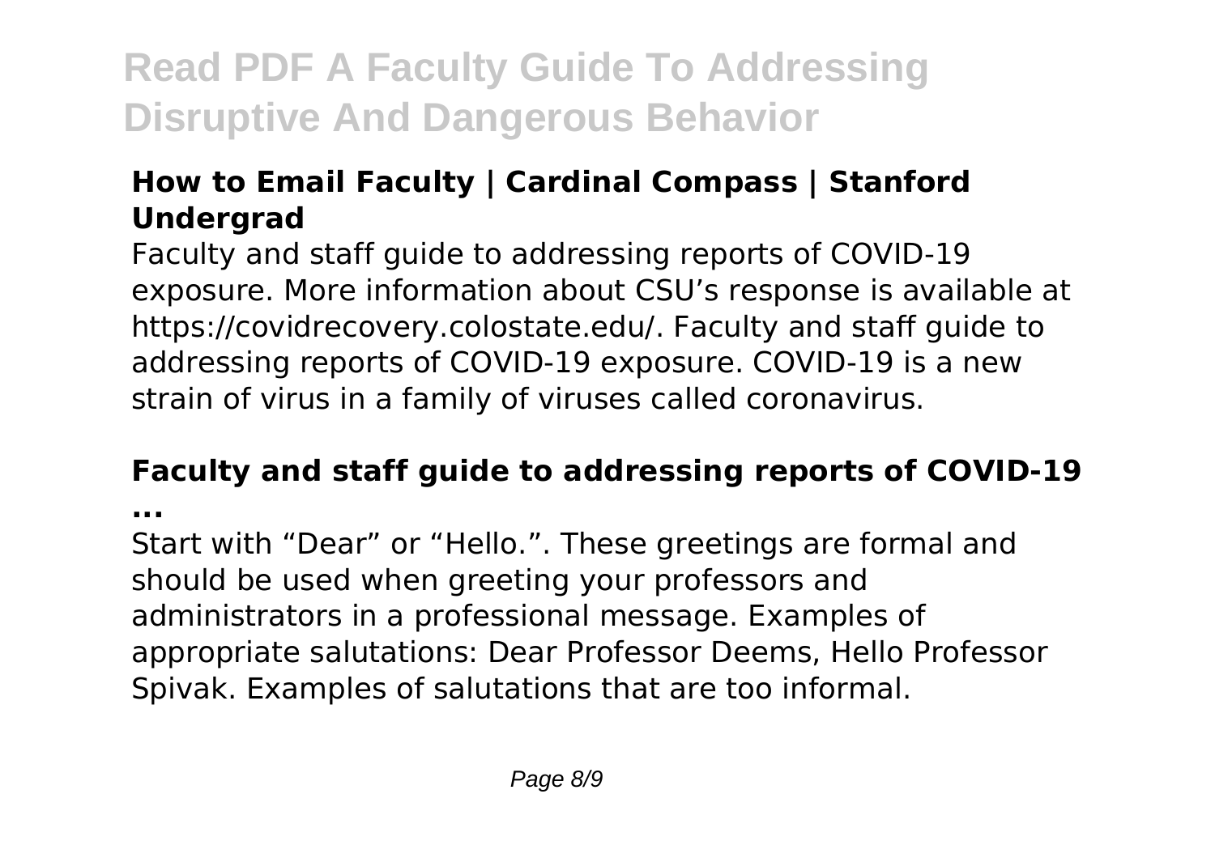### How to Email Faculty | Cardinal Compass | Stanford Undergrad

Faculty and staff guide to addressing reports of COVID-19 exposure. More information about CSU's response is available at https://covidrecovery.colostate.edu/. Faculty and staff guide to addressing reports of COVID-19 exposure. COVID-19 is a new strain of virus in a family of viruses called coronavirus.

### Faculty and staff guide to addressing reports of COVID-19 ...

Start with "Dear" or "Hello.". These greetings are formal and should be used when greeting your professors and administrators in a professional message. Examples of appropriate salutations: Dear Professor Deems, Hello Professor Spivak. Examples of salutations that are too informal.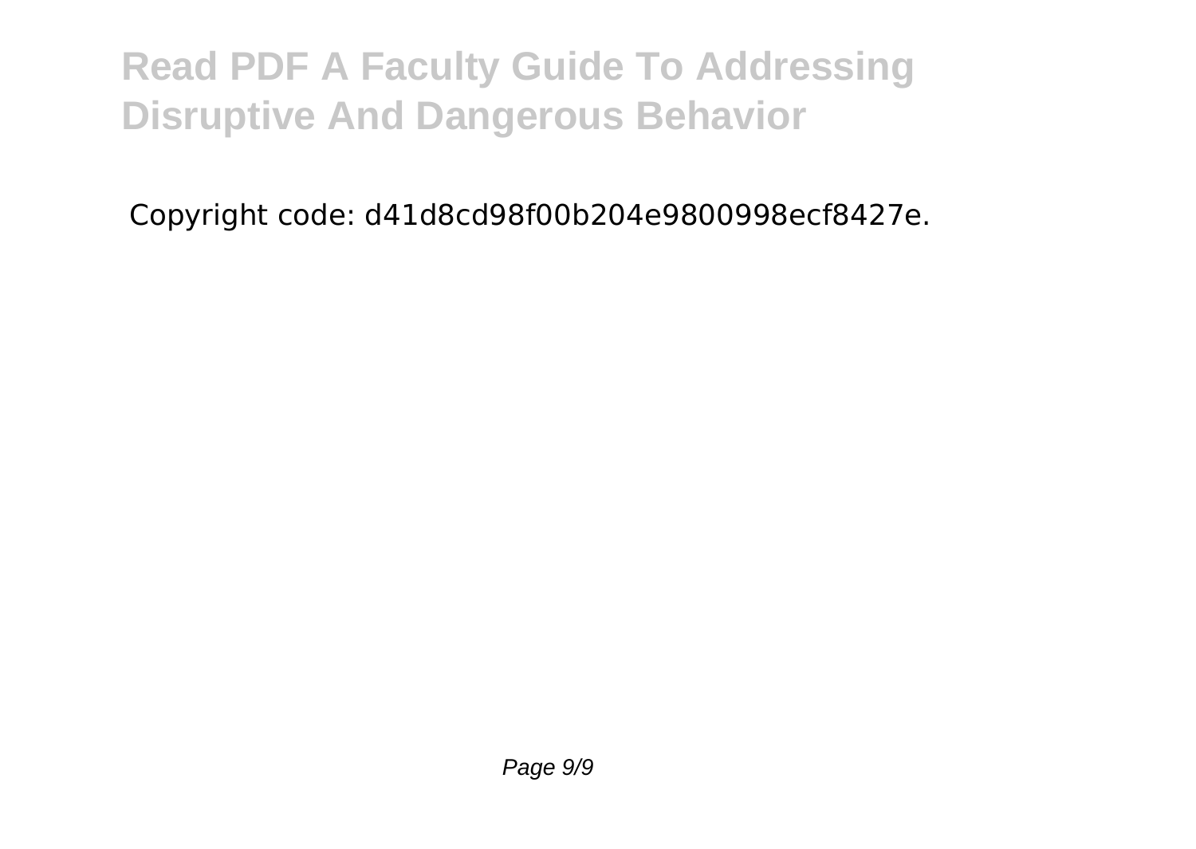Copyright code: d41d8cd98f00b204e9800998ecf8427e.